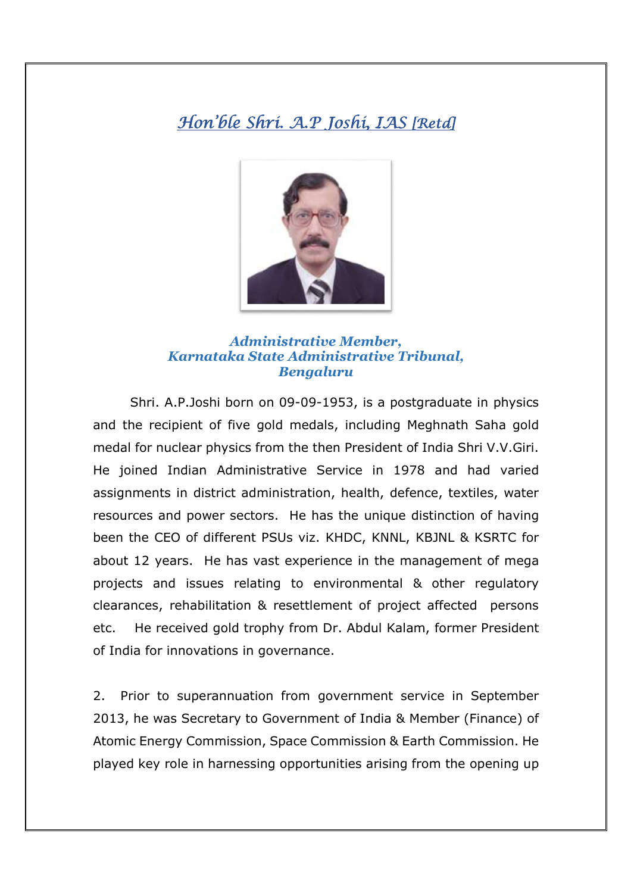# *Hon'ble Shri. A.P Joshi, IAS [Retd]*

***Administrative Member,***
***Karnataka State Administrative Tribunal,***
***Bengaluru***

Shri. A.P.Joshi born on 09-09-1953, is a postgraduate in physics and the recipient of five gold medals, including Meghnath Saha gold medal for nuclear physics from the then President of India Shri V.V.Giri. He joined Indian Administrative Service in 1978 and had varied assignments in district administration, health, defence, textiles, water resources and power sectors. He has the unique distinction of having been the CEO of different PSUs viz. KHDC, KNNL, KBJNL & KSRTC for about 12 years. He has vast experience in the management of mega projects and issues relating to environmental & other regulatory clearances, rehabilitation & resettlement of project affected persons etc. He received gold trophy from Dr. Abdul Kalam, former President of India for innovations in governance.

2. Prior to superannuation from government service in September 2013, he was Secretary to Government of India & Member (Finance) of Atomic Energy Commission, Space Commission & Earth Commission. He played key role in harnessing opportunities arising from the opening up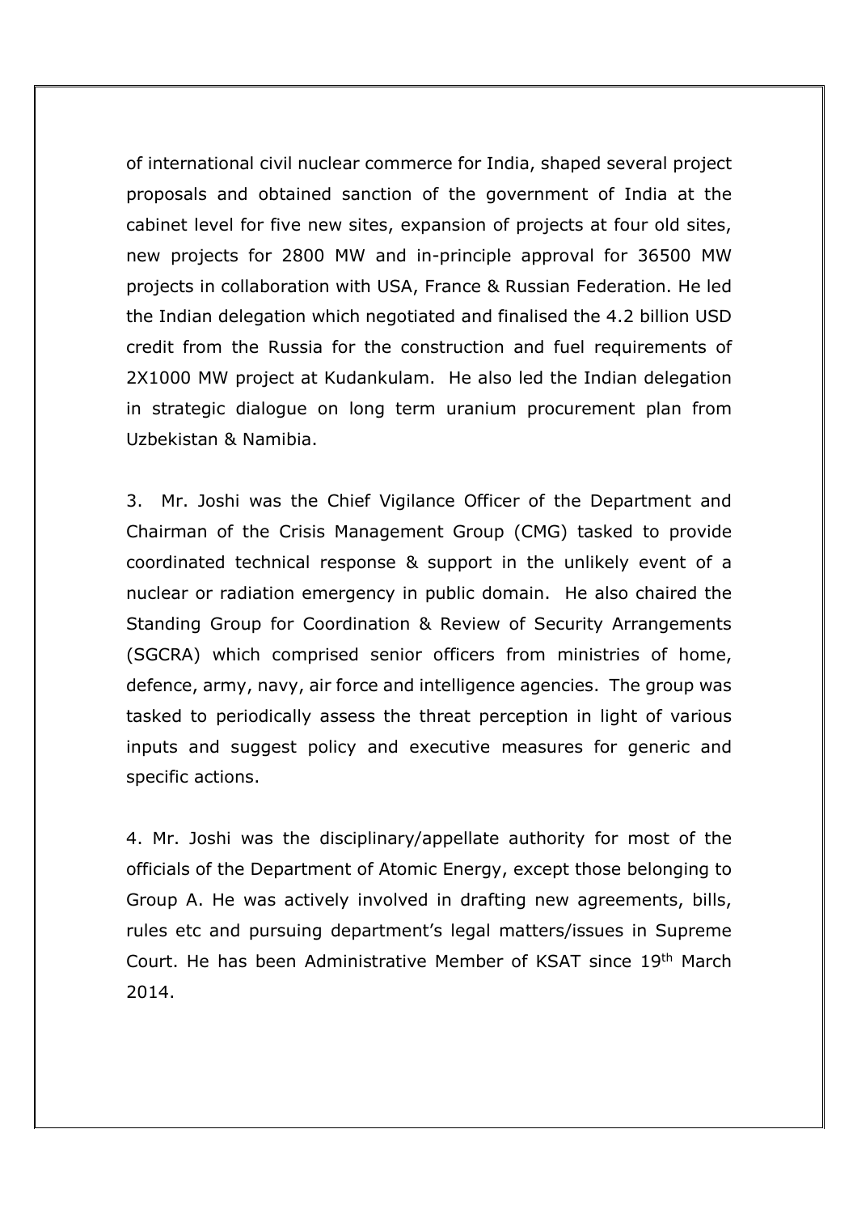of international civil nuclear commerce for India, shaped several project proposals and obtained sanction of the government of India at the cabinet level for five new sites, expansion of projects at four old sites, new projects for 2800 MW and in-principle approval for 36500 MW projects in collaboration with USA, France & Russian Federation. He led the Indian delegation which negotiated and finalised the 4.2 billion USD credit from the Russia for the construction and fuel requirements of 2X1000 MW project at Kudankulam. He also led the Indian delegation in strategic dialogue on long term uranium procurement plan from Uzbekistan & Namibia.

3. Mr. Joshi was the Chief Vigilance Officer of the Department and Chairman of the Crisis Management Group (CMG) tasked to provide coordinated technical response & support in the unlikely event of a nuclear or radiation emergency in public domain. He also chaired the Standing Group for Coordination & Review of Security Arrangements (SGCRA) which comprised senior officers from ministries of home, defence, army, navy, air force and intelligence agencies. The group was tasked to periodically assess the threat perception in light of various inputs and suggest policy and executive measures for generic and specific actions.

4. Mr. Joshi was the disciplinary/appellate authority for most of the officials of the Department of Atomic Energy, except those belonging to Group A. He was actively involved in drafting new agreements, bills, rules etc and pursuing department's legal matters/issues in Supreme Court. He has been Administrative Member of KSAT since 19th March 2014.